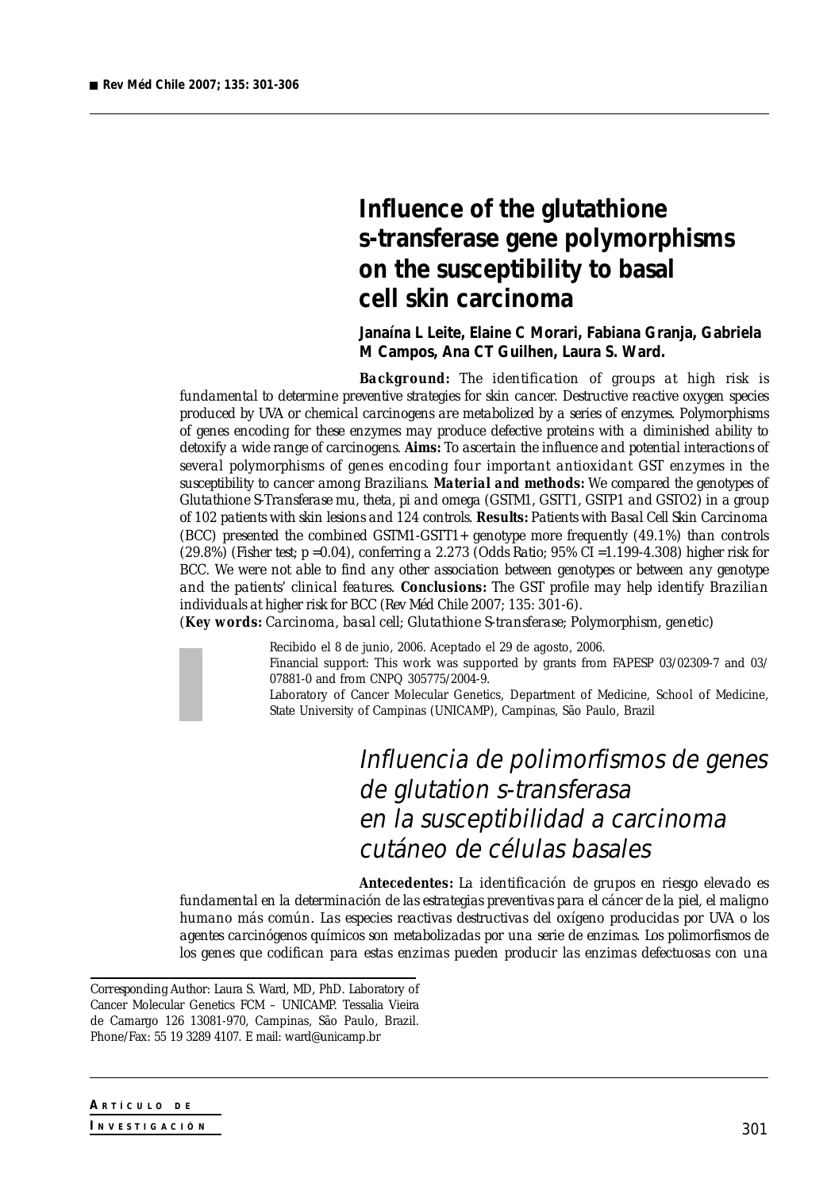# Influence of the glutathione s-transferase gene polymorphisms on the susceptibility to basal cell skin carcinoma

**Janaína L Leite, Elaine C Morari, Fabiana Granja, Gabriela M Campos, Ana CT Guilhen, Laura S. Ward.**

***Background:*** *The identification of groups at high risk is fundamental to determine preventive strategies for skin cancer. Destructive reactive oxygen species produced by UVA or chemical carcinogens are metabolized by a series of enzymes. Polymorphisms of genes encoding for these enzymes may produce defective proteins with a diminished ability to detoxify a wide range of carcinogens.* ***Aims:*** *To ascertain the influence and potential interactions of several polymorphisms of genes encoding four important antioxidant GST enzymes in the susceptibility to cancer among Brazilians.* ***Material and methods:*** *We compared the genotypes of Glutathione S-Transferase mu, theta, pi and omega (GSTM1, GSTT1, GSTP1 and GSTO2) in a group of 102 patients with skin lesions and 124 controls.* ***Results:*** *Patients with Basal Cell Skin Carcinoma (BCC) presented the combined GSTM1-GSTT1+ genotype more frequently (49.1%) than controls (29.8%) (Fisher test; p =0.04), conferring a 2.273 (Odds Ratio; 95% CI =1.199-4.308) higher risk for BCC. We were not able to find any other association between genotypes or between any genotype and the patients' clinical features.* ***Conclusions:*** *The GST profile may help identify Brazilian individuals at higher risk for BCC (Rev Méd Chile 2007; 135: 301-6).*

(**Key words:** *Carcinoma, basal cell; Glutathione S-transferase; Polymorphism, genetic*)

Recibido el 8 de junio, 2006. Aceptado el 29 de agosto, 2006.

Financial support: This work was supported by grants from FAPESP 03/02309-7 and 03/07881-0 and from CNPQ 305775/2004-9.

Laboratory of Cancer Molecular Genetics, Department of Medicine, School of Medicine, State University of Campinas (UNICAMP), Campinas, São Paulo, Brazil

## Influencia de polimorfismos de genes de glutation s-transferasa en la susceptibilidad a carcinoma cutáneo de células basales

***Antecedentes:*** *La identificación de grupos en riesgo elevado es fundamental en la determinación de las estrategias preventivas para el cáncer de la piel, el maligno humano más común. Las especies reactivas destructivas del oxígeno producidas por UVA o los agentes carcinógenos químicos son metabolizadas por una serie de enzimas. Los polimorfismos de los genes que codifican para estas enzimas pueden producir las enzimas defectuosas con una*

Corresponding Author: Laura S. Ward, MD, PhD. Laboratory of Cancer Molecular Genetics FCM – UNICAMP. Tessalia Vieira de Camargo 126 13081-970, Campinas, São Paulo, Brazil. Phone/Fax: 55 19 3289 4107. E mail: ward@unicamp.br

ARTÍCULO DE INVESTIGACIÓN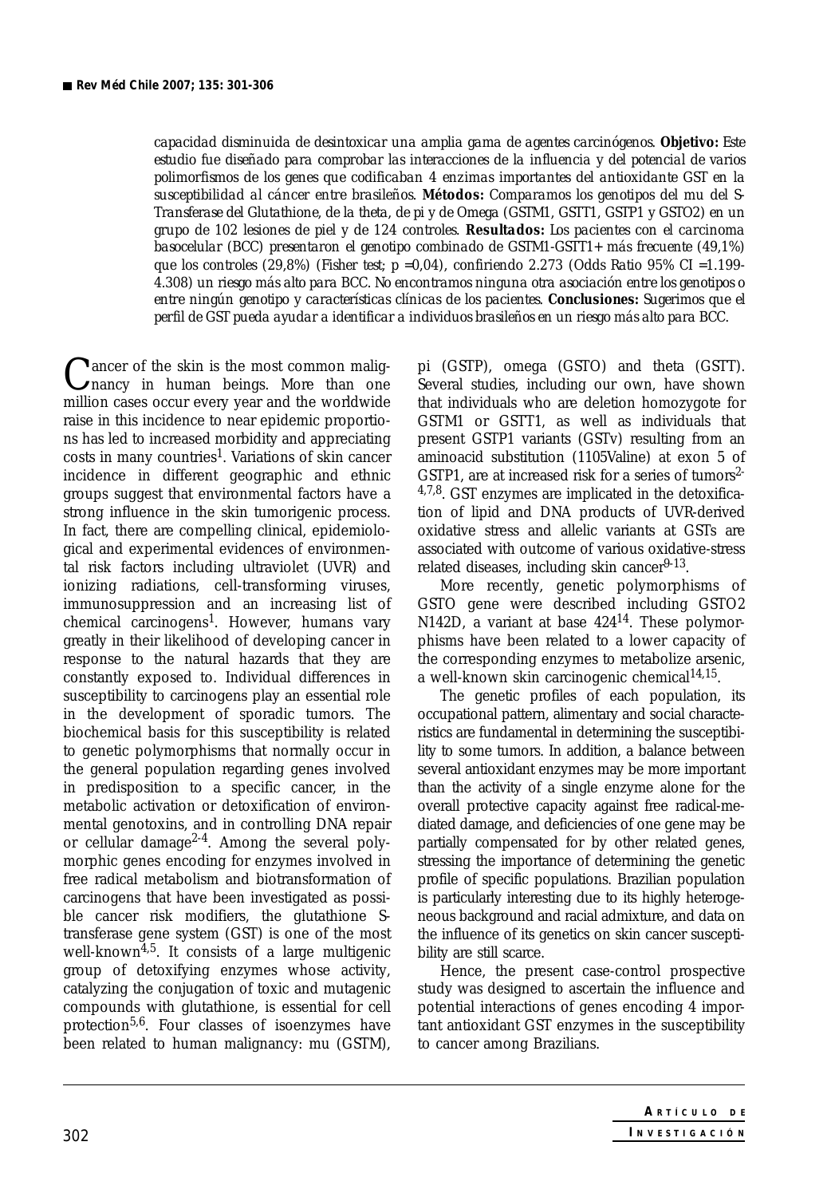*capacidad disminuida de desintoxicar una amplia gama de agentes carcinógenos.* **Objetivo:** *Este estudio fue diseñado para comprobar las interacciones de la influencia y del potencial de varios polimorfismos de los genes que codificaban 4 enzimas importantes del antioxidante GST en la susceptibilidad al cáncer entre brasileños.* **Métodos:** *Comparamos los genotipos del mu del S-Transferase del Glutathione, de la theta, de pi y de Omega (GSTM1, GSTT1, GSTP1 y GSTO2) en un grupo de 102 lesiones de piel y de 124 controles.* **Resultados:** *Los pacientes con el carcinoma basocelular (BCC) presentaron el genotipo combinado de GSTM1-GSTT1+ más frecuente (49,1%) que los controles (29,8%) (Fisher test; p =0,04), confiriendo 2.273 (Odds Ratio 95% CI =1.199-4.308) un riesgo más alto para BCC. No encontramos ninguna otra asociación entre los genotipos o entre ningún genotipo y características clínicas de los pacientes.* **Conclusiones:** *Sugerimos que el perfil de GST pueda ayudar a identificar a individuos brasileños en un riesgo más alto para BCC.*

Cancer of the skin is the most common malignancy in human beings. More than one million cases occur every year and the worldwide raise in this incidence to near epidemic proportions has led to increased morbidity and appreciating costs in many countries[1]. Variations of skin cancer incidence in different geographic and ethnic groups suggest that environmental factors have a strong influence in the skin tumorigenic process. In fact, there are compelling clinical, epidemiological and experimental evidences of environmental risk factors including ultraviolet (UVR) and ionizing radiations, cell-transforming viruses, immunosuppression and an increasing list of chemical carcinogens[1]. However, humans vary greatly in their likelihood of developing cancer in response to the natural hazards that they are constantly exposed to. Individual differences in susceptibility to carcinogens play an essential role in the development of sporadic tumors. The biochemical basis for this susceptibility is related to genetic polymorphisms that normally occur in the general population regarding genes involved in predisposition to a specific cancer, in the metabolic activation or detoxification of environmental genotoxins, and in controlling DNA repair or cellular damage[2-4]. Among the several polymorphic genes encoding for enzymes involved in free radical metabolism and biotransformation of carcinogens that have been investigated as possible cancer risk modifiers, the glutathione S-transferase gene system (GST) is one of the most well-known[4,5]. It consists of a large multigenic group of detoxifying enzymes whose activity, catalyzing the conjugation of toxic and mutagenic compounds with glutathione, is essential for cell protection[5,6]. Four classes of isoenzymes have been related to human malignancy: mu (GSTM), pi (GSTP), omega (GSTO) and theta (GSTT). Several studies, including our own, have shown that individuals who are deletion homozygote for GSTM1 or GSTT1, as well as individuals that present GSTP1 variants (GSTv) resulting from an aminoacid substitution (1105Valine) at exon 5 of GSTP1, are at increased risk for a series of tumors[2-4,7,8]. GST enzymes are implicated in the detoxification of lipid and DNA products of UVR-derived oxidative stress and allelic variants at GSTs are associated with outcome of various oxidative-stress related diseases, including skin cancer[9-13].

More recently, genetic polymorphisms of GSTO gene were described including GSTO2 N142D, a variant at base 424[14]. These polymorphisms have been related to a lower capacity of the corresponding enzymes to metabolize arsenic, a well-known skin carcinogenic chemical[14,15].

The genetic profiles of each population, its occupational pattern, alimentary and social characteristics are fundamental in determining the susceptibility to some tumors. In addition, a balance between several antioxidant enzymes may be more important than the activity of a single enzyme alone for the overall protective capacity against free radical-mediated damage, and deficiencies of one gene may be partially compensated for by other related genes, stressing the importance of determining the genetic profile of specific populations. Brazilian population is particularly interesting due to its highly heterogeneous background and racial admixture, and data on the influence of its genetics on skin cancer susceptibility are still scarce.

Hence, the present case-control prospective study was designed to ascertain the influence and potential interactions of genes encoding 4 important antioxidant GST enzymes in the susceptibility to cancer among Brazilians.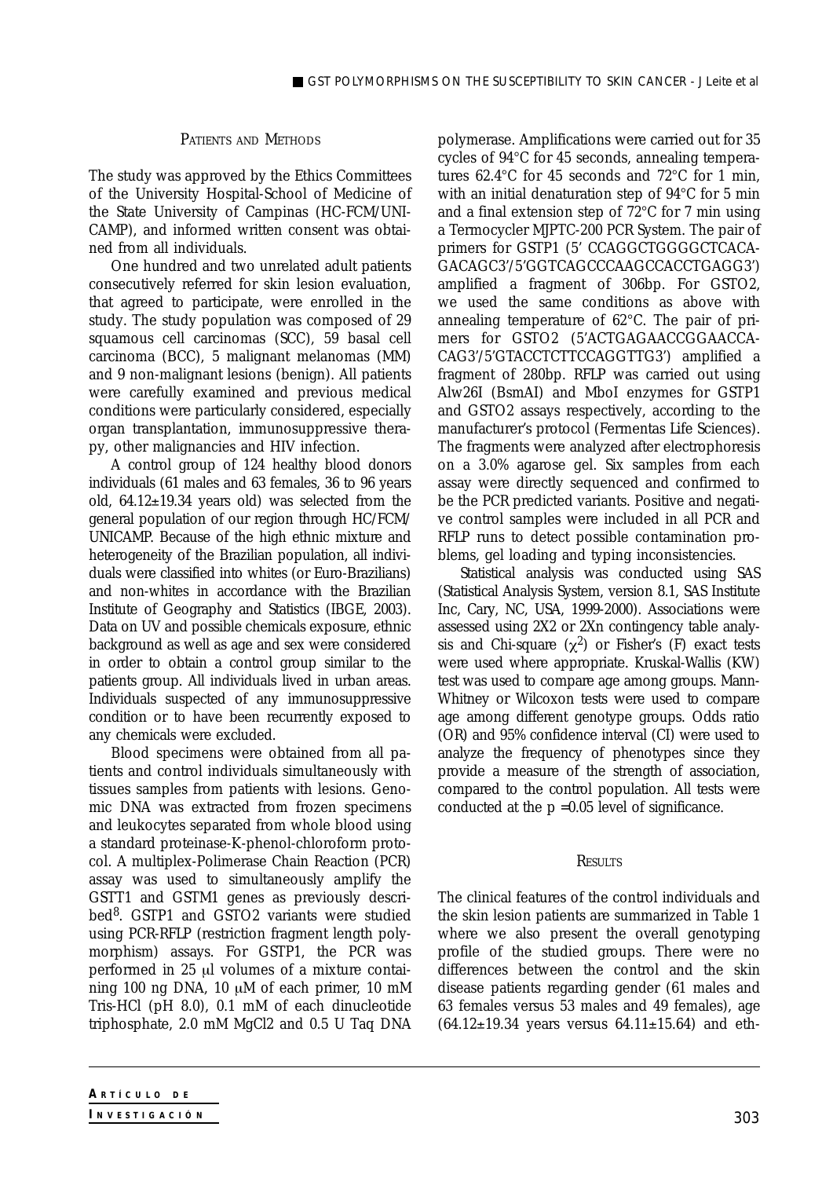## Patients and Methods

The study was approved by the Ethics Committees of the University Hospital-School of Medicine of the State University of Campinas (HC-FCM/UNICAMP), and informed written consent was obtained from all individuals.

One hundred and two unrelated adult patients consecutively referred for skin lesion evaluation, that agreed to participate, were enrolled in the study. The study population was composed of 29 squamous cell carcinomas (SCC), 59 basal cell carcinoma (BCC), 5 malignant melanomas (MM) and 9 non-malignant lesions (benign). All patients were carefully examined and previous medical conditions were particularly considered, especially organ transplantation, immunosuppressive therapy, other malignancies and HIV infection.

A control group of 124 healthy blood donors individuals (61 males and 63 females, 36 to 96 years old, 64.12±19.34 years old) was selected from the general population of our region through HC/FCM/UNICAMP. Because of the high ethnic mixture and heterogeneity of the Brazilian population, all individuals were classified into whites (or Euro-Brazilians) and non-whites in accordance with the Brazilian Institute of Geography and Statistics (IBGE, 2003). Data on UV and possible chemicals exposure, ethnic background as well as age and sex were considered in order to obtain a control group similar to the patients group. All individuals lived in urban areas. Individuals suspected of any immunosuppressive condition or to have been recurrently exposed to any chemicals were excluded.

Blood specimens were obtained from all patients and control individuals simultaneously with tissues samples from patients with lesions. Genomic DNA was extracted from frozen specimens and leukocytes separated from whole blood using a standard proteinase-K-phenol-chloroform protocol. A multiplex-Polimerase Chain Reaction (PCR) assay was used to simultaneously amplify the GSTT1 and GSTM1 genes as previously described[8]. GSTP1 and GSTO2 variants were studied using PCR-RFLP (restriction fragment length polymorphism) assays. For GSTP1, the PCR was performed in 25 μl volumes of a mixture containing 100 ng DNA, 10 μM of each primer, 10 mM Tris-HCl (pH 8.0), 0.1 mM of each dinucleotide triphosphate, 2.0 mM MgCl2 and 0.5 U Taq DNA polymerase. Amplifications were carried out for 35 cycles of 94°C for 45 seconds, annealing temperatures 62.4°C for 45 seconds and 72°C for 1 min, with an initial denaturation step of 94°C for 5 min and a final extension step of 72°C for 7 min using a Termocycler MJPTC-200 PCR System. The pair of primers for GSTP1 (5' CCAGGCTGGGGCTCACAGACAGC3'/5'GGTCAGCCCAAGCCACCTGAGG3') amplified a fragment of 306bp. For GSTO2, we used the same conditions as above with annealing temperature of 62°C. The pair of primers for GSTO2 (5'ACTGAGAACCGGAACCACAG3'/5'GTACCTCTTCCAGGTTG3') amplified a fragment of 280bp. RFLP was carried out using Alw26I (BsmAI) and MboI enzymes for GSTP1 and GSTO2 assays respectively, according to the manufacturer's protocol (Fermentas Life Sciences). The fragments were analyzed after electrophoresis on a 3.0% agarose gel. Six samples from each assay were directly sequenced and confirmed to be the PCR predicted variants. Positive and negative control samples were included in all PCR and RFLP runs to detect possible contamination problems, gel loading and typing inconsistencies.

Statistical analysis was conducted using SAS (Statistical Analysis System, version 8.1, SAS Institute Inc, Cary, NC, USA, 1999-2000). Associations were assessed using 2X2 or 2Xn contingency table analysis and Chi-square ($\chi^2$) or Fisher's (F) exact tests were used where appropriate. Kruskal-Wallis (KW) test was used to compare age among groups. Mann-Whitney or Wilcoxon tests were used to compare age among different genotype groups. Odds ratio (OR) and 95% confidence interval (CI) were used to analyze the frequency of phenotypes since they provide a measure of the strength of association, compared to the control population. All tests were conducted at the $p = 0.05$ level of significance.

## Results

The clinical features of the control individuals and the skin lesion patients are summarized in Table 1 where we also present the overall genotyping profile of the studied groups. There were no differences between the control and the skin disease patients regarding gender (61 males and 63 females versus 53 males and 49 females), age (64.12±19.34 years versus 64.11±15.64) and eth-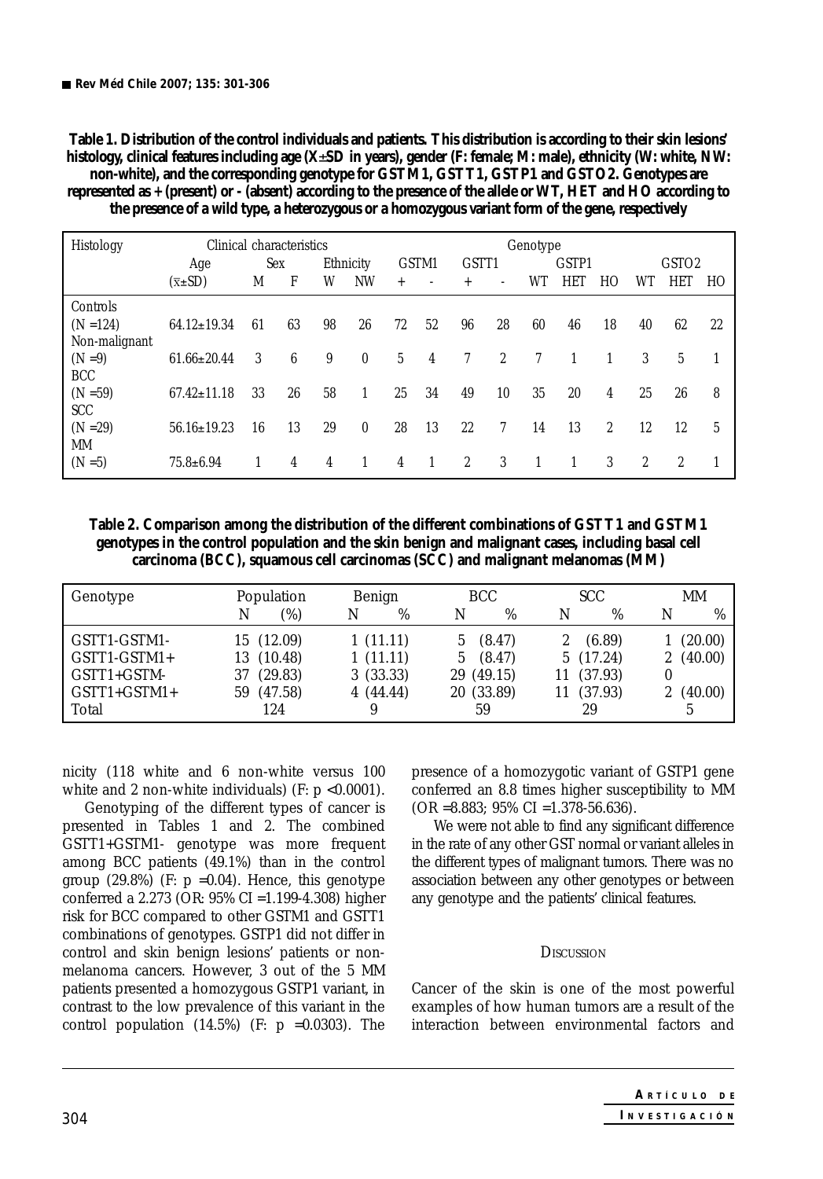**Table 1. Distribution of the control individuals and patients. This distribution is according to their skin lesions' histology, clinical features including age (X±SD in years), gender (F: female; M: male), ethnicity (W: white, NW: non-white), and the corresponding genotype for GSTM1, GSTT1, GSTP1 and GSTO2. Genotypes are represented as + (present) or - (absent) according to the presence of the allele or WT, HET and HO according to the presence of a wild type, a heterozygous or a homozygous variant form of the gene, respectively**

| Histology | Clinical characteristics | | | | | Genotype | | | | | | | | | |
|---|---|---|---|---|---|---|---|---|---|---|---|---|---|---|---|
| | Age | Sex | | Ethnicity | | GSTM1 | | GSTT1 | | GSTP1 | | | GSTO2 | | |
| | ($\bar{x}$±SD) | M | F | W | NW | + | - | + | - | WT | HET | HO | WT | HET | HO |
| Controls (N =124) | 64.12±19.34 | 61 | 63 | 98 | 26 | 72 | 52 | 96 | 28 | 60 | 46 | 18 | 40 | 62 | 22 |
| Non-malignant (N =9) | 61.66±20.44 | 3 | 6 | 9 | 0 | 5 | 4 | 7 | 2 | 7 | 1 | 1 | 3 | 5 | 1 |
| BCC (N =59) | 67.42±11.18 | 33 | 26 | 58 | 1 | 25 | 34 | 49 | 10 | 35 | 20 | 4 | 25 | 26 | 8 |
| SCC (N =29) | 56.16±19.23 | 16 | 13 | 29 | 0 | 28 | 13 | 22 | 7 | 14 | 13 | 2 | 12 | 12 | 5 |
| MM (N =5) | 75.8±6.94 | 1 | 4 | 4 | 1 | 4 | 1 | 2 | 3 | 1 | 1 | 3 | 2 | 2 | 1 |

**Table 2. Comparison among the distribution of the different combinations of GSTT1 and GSTM1 genotypes in the control population and the skin benign and malignant cases, including basal cell carcinoma (BCC), squamous cell carcinomas (SCC) and malignant melanomas (MM)**

| Genotype | Population | | Benign | | BCC | | SCC | | MM | |
|---|---|---|---|---|---|---|---|---|---|---|
| | N | (%) | N | % | N | % | N | % | N | % |
| GSTT1-GSTM1- | 15 | (12.09) | 1 | (11.11) | 5 | (8.47) | 2 | (6.89) | 1 | (20.00) |
| GSTT1-GSTM1+ | 13 | (10.48) | 1 | (11.11) | 5 | (8.47) | 5 | (17.24) | 2 | (40.00) |
| GSTT1+GSTM- | 37 | (29.83) | 3 | (33.33) | 29 | (49.15) | 11 | (37.93) | 0 | |
| GSTT1+GSTM1+ | 59 | (47.58) | 4 | (44.44) | 20 | (33.89) | 11 | (37.93) | 2 | (40.00) |
| Total | 124 | | 9 | | 59 | | 29 | | 5 | |

nicity (118 white and 6 non-white versus 100 white and 2 non-white individuals) (F: p <0.0001).

Genotyping of the different types of cancer is presented in Tables 1 and 2. The combined GSTT1+GSTM1- genotype was more frequent among BCC patients (49.1%) than in the control group (29.8%) (F: p =0.04). Hence, this genotype conferred a 2.273 (OR: 95% CI =1.199-4.308) higher risk for BCC compared to other GSTM1 and GSTT1 combinations of genotypes. GSTP1 did not differ in control and skin benign lesions' patients or non-melanoma cancers. However, 3 out of the 5 MM patients presented a homozygous GSTP1 variant, in contrast to the low prevalence of this variant in the control population (14.5%) (F: p =0.0303). The presence of a homozygotic variant of GSTP1 gene conferred an 8.8 times higher susceptibility to MM (OR =8.883; 95% CI =1.378-56.636).

We were not able to find any significant difference in the rate of any other GST normal or variant alleles in the different types of malignant tumors. There was no association between any other genotypes or between any genotype and the patients' clinical features.

## Discussion

Cancer of the skin is one of the most powerful examples of how human tumors are a result of the interaction between environmental factors and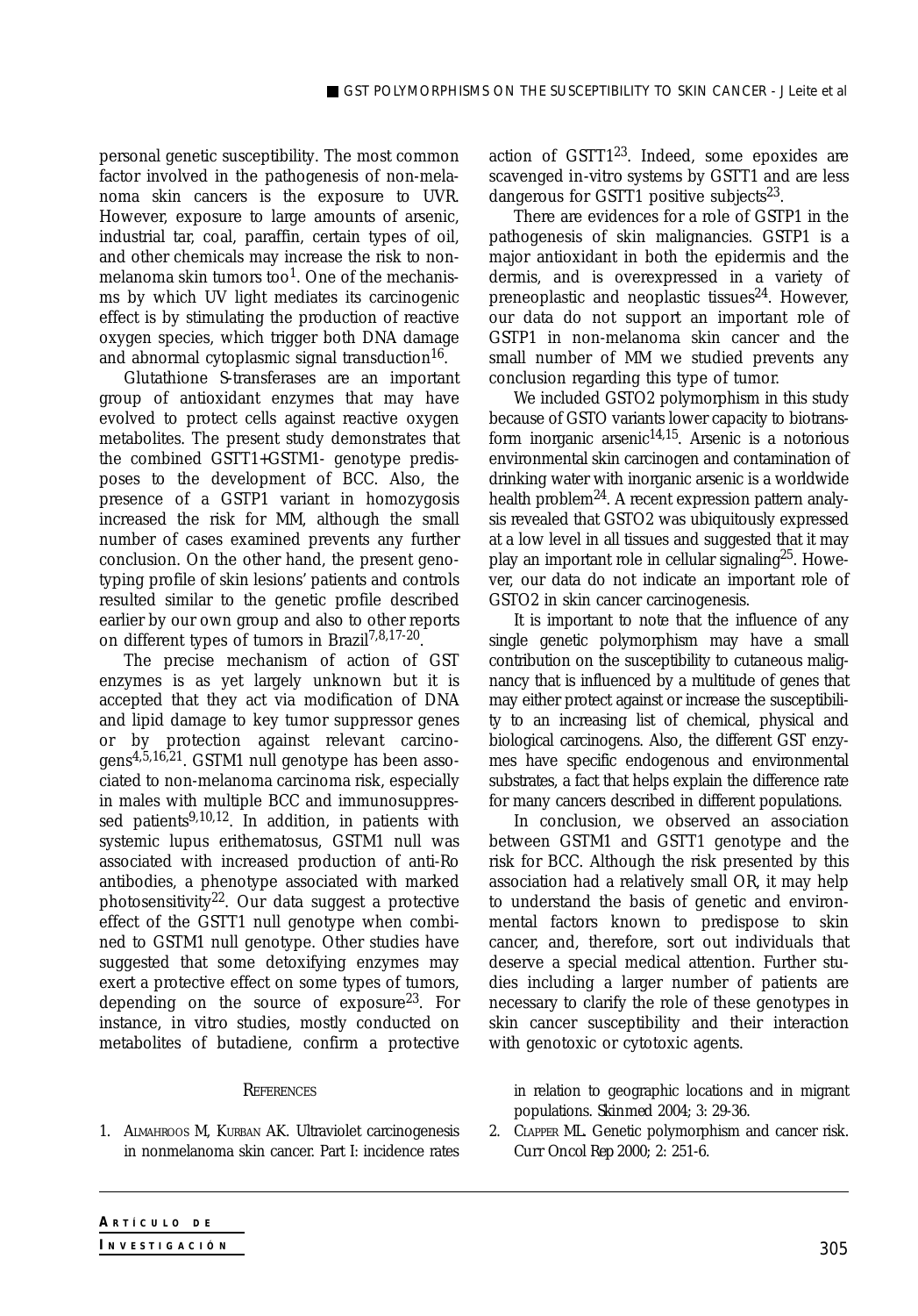personal genetic susceptibility. The most common factor involved in the pathogenesis of non-melanoma skin cancers is the exposure to UVR. However, exposure to large amounts of arsenic, industrial tar, coal, paraffin, certain types of oil, and other chemicals may increase the risk to non-melanoma skin tumors too[1]. One of the mechanisms by which UV light mediates its carcinogenic effect is by stimulating the production of reactive oxygen species, which trigger both DNA damage and abnormal cytoplasmic signal transduction[16].

Glutathione S-transferases are an important group of antioxidant enzymes that may have evolved to protect cells against reactive oxygen metabolites. The present study demonstrates that the combined GSTT1+GSTM1- genotype predisposes to the development of BCC. Also, the presence of a GSTP1 variant in homozygosis increased the risk for MM, although the small number of cases examined prevents any further conclusion. On the other hand, the present genotyping profile of skin lesions' patients and controls resulted similar to the genetic profile described earlier by our own group and also to other reports on different types of tumors in Brazil[7,8,17-20].

The precise mechanism of action of GST enzymes is as yet largely unknown but it is accepted that they act via modification of DNA and lipid damage to key tumor suppressor genes or by protection against relevant carcinogens[4,5,16,21]. GSTM1 null genotype has been associated to non-melanoma carcinoma risk, especially in males with multiple BCC and immunosuppressed patients[9,10,12]. In addition, in patients with systemic lupus erithematosus, GSTM1 null was associated with increased production of anti-Ro antibodies, a phenotype associated with marked photosensitivity[22]. Our data suggest a protective effect of the GSTT1 null genotype when combined to GSTM1 null genotype. Other studies have suggested that some detoxifying enzymes may exert a protective effect on some types of tumors, depending on the source of exposure[23]. For instance, in vitro studies, mostly conducted on metabolites of butadiene, confirm a protective action of GSTT1[23]. Indeed, some epoxides are scavenged in-vitro systems by GSTT1 and are less dangerous for GSTT1 positive subjects[23].

There are evidences for a role of GSTP1 in the pathogenesis of skin malignancies. GSTP1 is a major antioxidant in both the epidermis and the dermis, and is overexpressed in a variety of preneoplastic and neoplastic tissues[24]. However, our data do not support an important role of GSTP1 in non-melanoma skin cancer and the small number of MM we studied prevents any conclusion regarding this type of tumor.

We included GSTO2 polymorphism in this study because of GSTO variants lower capacity to biotransform inorganic arsenic[14,15]. Arsenic is a notorious environmental skin carcinogen and contamination of drinking water with inorganic arsenic is a worldwide health problem[24]. A recent expression pattern analysis revealed that GSTO2 was ubiquitously expressed at a low level in all tissues and suggested that it may play an important role in cellular signaling[25]. However, our data do not indicate an important role of GSTO2 in skin cancer carcinogenesis.

It is important to note that the influence of any single genetic polymorphism may have a small contribution on the susceptibility to cutaneous malignancy that is influenced by a multitude of genes that may either protect against or increase the susceptibility to an increasing list of chemical, physical and biological carcinogens. Also, the different GST enzymes have specific endogenous and environmental substrates, a fact that helps explain the difference rate for many cancers described in different populations.

In conclusion, we observed an association between GSTM1 and GSTT1 genotype and the risk for BCC. Although the risk presented by this association had a relatively small OR, it may help to understand the basis of genetic and environmental factors known to predispose to skin cancer, and, therefore, sort out individuals that deserve a special medical attention. Further studies including a larger number of patients are necessary to clarify the role of these genotypes in skin cancer susceptibility and their interaction with genotoxic or cytotoxic agents.

## References

1. Almahroos M, Kurban AK. Ultraviolet carcinogenesis in nonmelanoma skin cancer. Part I: incidence rates in relation to geographic locations and in migrant populations. Skinmed 2004; 3: 29-36.
2. Clapper ML. Genetic polymorphism and cancer risk. Curr Oncol Rep 2000; 2: 251-6.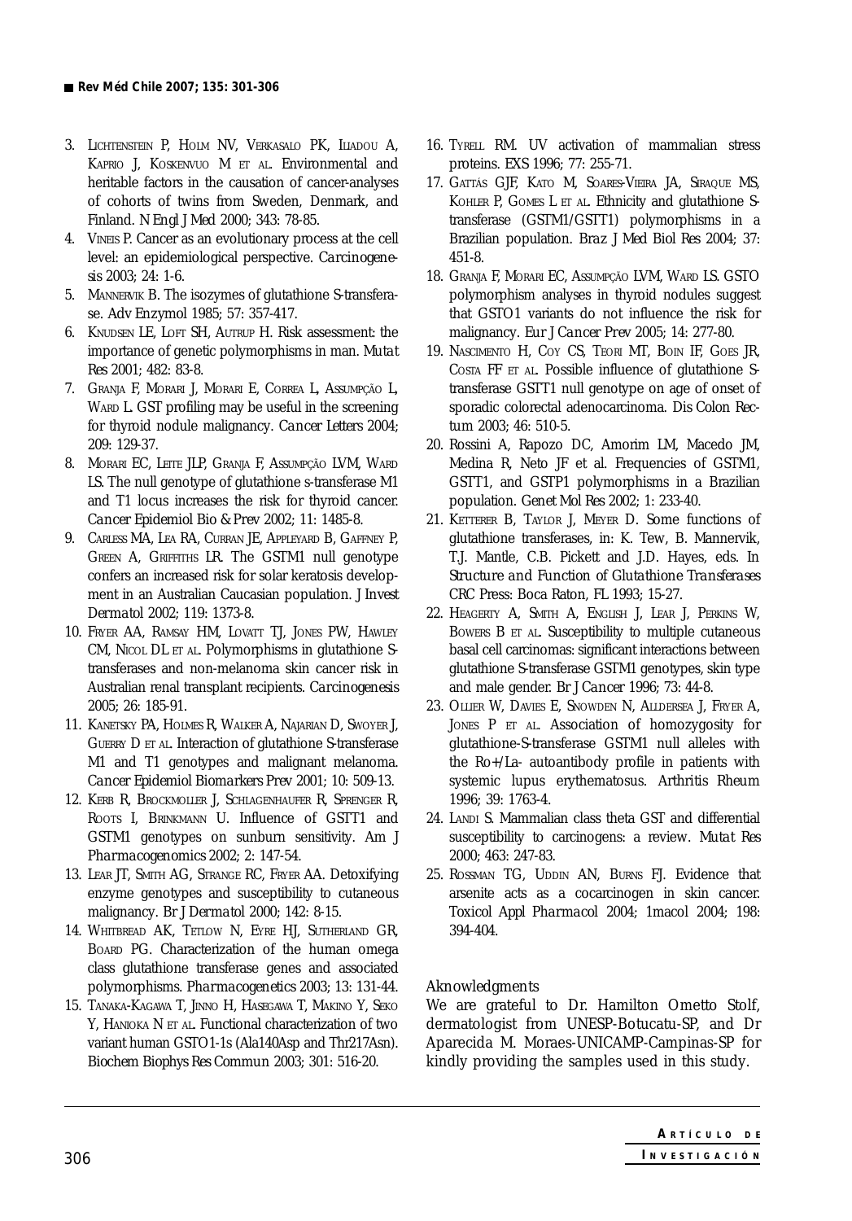3. LICHTENSTEIN P, HOLM NV, VERKASALO PK, ILIADOU A, KAPRIO J, KOSKENVUO M ET AL. Environmental and heritable factors in the causation of cancer-analyses of cohorts of twins from Sweden, Denmark, and Finland. *N Engl J Med* 2000; 343: 78-85.
4. VINEIS P. Cancer as an evolutionary process at the cell level: an epidemiological perspective. *Carcinogenesis* 2003; 24: 1-6.
5. MANNERVIK B. The isozymes of glutathione S-transferase. *Adv Enzymol* 1985; 57: 357-417.
6. KNUDSEN LE, LOFT SH, AUTRUP H. Risk assessment: the importance of genetic polymorphisms in man. *Mutat Res* 2001; 482: 83-8.
7. GRANJA F, MORARI J, MORARI E, CORREA L, ASSUMPÇÃO L, WARD L. GST profiling may be useful in the screening for thyroid nodule malignancy. *Cancer Letters* 2004; 209: 129-37.
8. MORARI EC, LEITE JLP, GRANJA F, ASSUMPÇÃO LVM, WARD LS. The null genotype of glutathione s-transferase M1 and T1 locus increases the risk for thyroid cancer. *Cancer Epidemiol Bio & Prev* 2002; 11: 1485-8.
9. CARLESS MA, LEA RA, CURRAN JE, APPLEYARD B, GAFFNEY P, GREEN A, GRIFFITHS LR. The GSTM1 null genotype confers an increased risk for solar keratosis development in an Australian Caucasian population. *J Invest Dermatol* 2002; 119: 1373-8.
10. FRYER AA, RAMSAY HM, LOVATT TJ, JONES PW, HAWLEY CM, NICOL DL ET AL. Polymorphisms in glutathione S-transferases and non-melanoma skin cancer risk in Australian renal transplant recipients. *Carcinogenesis* 2005; 26: 185-91.
11. KANETSKY PA, HOLMES R, WALKER A, NAJARIAN D, SWOYER J, GUERRY D ET AL. Interaction of glutathione S-transferase M1 and T1 genotypes and malignant melanoma. *Cancer Epidemiol Biomarkers Prev* 2001; 10: 509-13.
12. KERB R, BROCKMOLLER J, SCHLAGENHAUFER R, SPRENGER R, ROOTS I, BRINKMANN U. Influence of GSTT1 and GSTM1 genotypes on sunburn sensitivity. *Am J Pharmacogenomics* 2002; 2: 147-54.
13. LEAR JT, SMITH AG, STRANGE RC, FRYER AA. Detoxifying enzyme genotypes and susceptibility to cutaneous malignancy. *Br J Dermatol* 2000; 142: 8-15.
14. WHITBREAD AK, TETLOW N, EYRE HJ, SUTHERLAND GR, BOARD PG. Characterization of the human omega class glutathione transferase genes and associated polymorphisms. *Pharmacogenetics* 2003; 13: 131-44.
15. TANAKA-KAGAWA T, JINNO H, HASEGAWA T, MAKINO Y, SEKO Y, HANIOKA N ET AL. Functional characterization of two variant human GSTO1-1s (Ala140Asp and Thr217Asn). *Biochem Biophys Res Commun* 2003; 301: 516-20.
16. TYRELL RM. UV activation of mammalian stress proteins. *EXS* 1996; 77: 255-71.
17. GATTÁS GJF, KATO M, SOARES-VIEIRA JA, SIRAQUE MS, KOHLER P, GOMES L ET AL. Ethnicity and glutathione S-transferase (GSTM1/GSTT1) polymorphisms in a Brazilian population. *Braz J Med Biol Res* 2004; 37: 451-8.
18. GRANJA F, MORARI EC, ASSUMPÇÃO LVM, WARD LS. GSTO polymorphism analyses in thyroid nodules suggest that GSTO1 variants do not influence the risk for malignancy. *Eur J Cancer Prev* 2005; 14: 277-80.
19. NASCIMENTO H, COY CS, TEORI MT, BOIN IF, GOES JR, COSTA FF ET AL. Possible influence of glutathione S-transferase GSTT1 null genotype on age of onset of sporadic colorectal adenocarcinoma. *Dis Colon Rectum* 2003; 46: 510-5.
20. Rossini A, Rapozo DC, Amorim LM, Macedo JM, Medina R, Neto JF et al. Frequencies of GSTM1, GSTT1, and GSTP1 polymorphisms in a Brazilian population. *Genet Mol Res* 2002; 1: 233-40.
21. KETTERER B, TAYLOR J, MEYER D. Some functions of glutathione transferases, in: K. Tew, B. Mannervik, T.J. Mantle, C.B. Pickett and J.D. Hayes, eds. In *Structure and Function of Glutathione Transferases* CRC Press: Boca Raton, FL 1993; 15-27.
22. HEAGERTY A, SMITH A, ENGLISH J, LEAR J, PERKINS W, BOWERS B ET AL. Susceptibility to multiple cutaneous basal cell carcinomas: significant interactions between glutathione S-transferase GSTM1 genotypes, skin type and male gender. *Br J Cancer* 1996; 73: 44-8.
23. OLLIER W, DAVIES E, SNOWDEN N, ALLDERSEA J, FRYER A, JONES P ET AL. Association of homozygosity for glutathione-S-transferase GSTM1 null alleles with the Ro+/La- autoantibody profile in patients with systemic lupus erythematosus. *Arthritis Rheum* 1996; 39: 1763-4.
24. LANDI S. Mammalian class theta GST and differential susceptibility to carcinogens: a review. *Mutat Res* 2000; 463: 247-83.
25. ROSSMAN TG, UDDIN AN, BURNS FJ. Evidence that arsenite acts as a cocarcinogen in skin cancer. *Toxicol Appl Pharmacol* 2004; 1macol 2004; 198: 394-404.

### Aknowledgments

We are grateful to Dr. Hamilton Ometto Stolf, dermatologist from UNESP-Botucatu-SP, and Dr Aparecida M. Moraes-UNICAMP-Campinas-SP for kindly providing the samples used in this study.